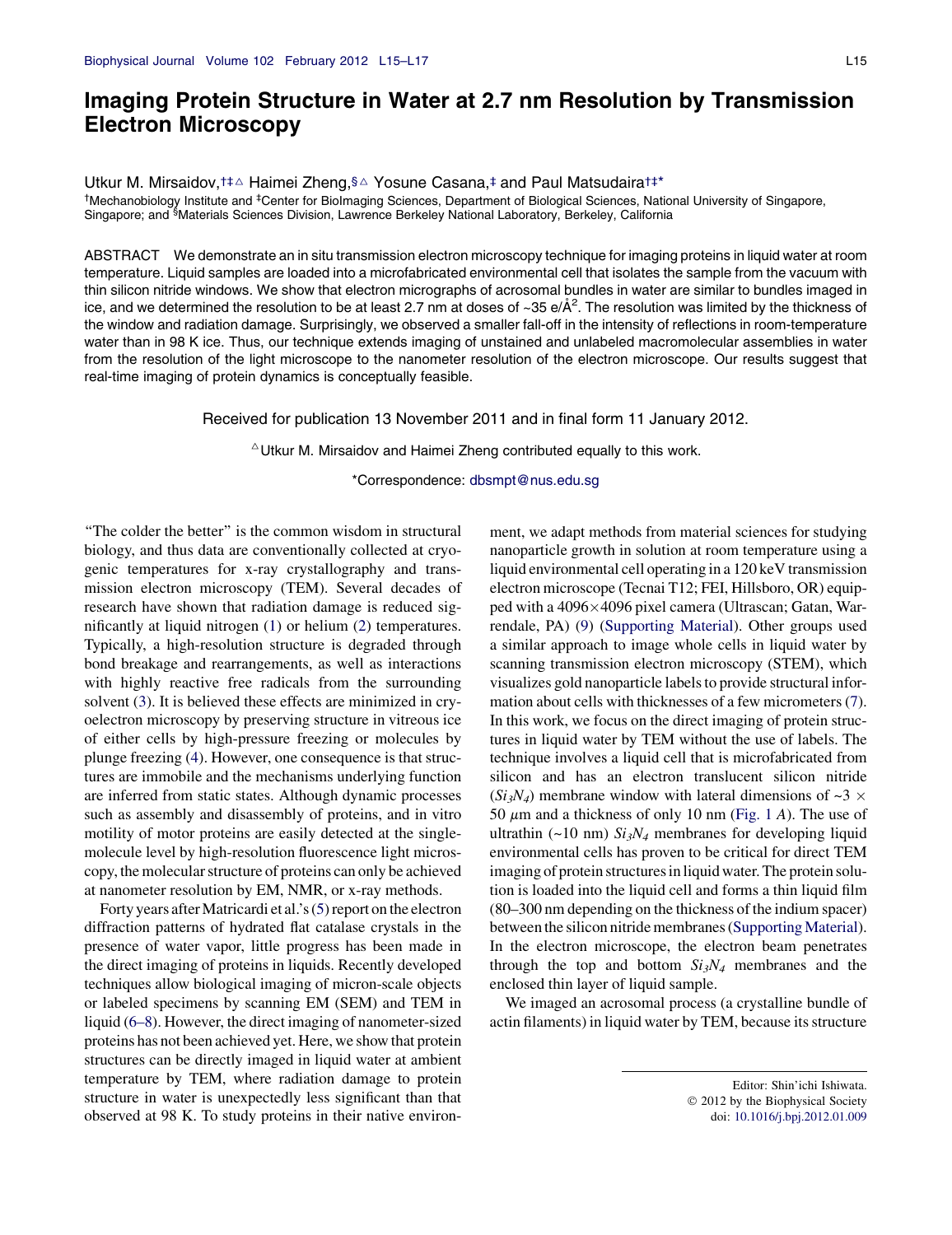# Imaging Protein Structure in Water at 2.7 nm Resolution by Transmission Electron Microscopy

Utkur M. Mirsaidov,[†‡△] Haimei Zheng,[§△] Yosune Casana,[‡] and Paul Matsudaira[†‡*]

[†]Mechanobiology Institute and [‡]Center for BioImaging Sciences, Department of Biological Sciences, National University of Singapore, Singapore; and [§]Materials Sciences Division, Lawrence Berkeley National Laboratory, Berkeley, California

ABSTRACT We demonstrate an in situ transmission electron microscopy technique for imaging proteins in liquid water at room temperature. Liquid samples are loaded into a microfabricated environmental cell that isolates the sample from the vacuum with thin silicon nitride windows. We show that electron micrographs of acrosomal bundles in water are similar to bundles imaged in ice, and we determined the resolution to be at least 2.7 nm at doses of ~35 e/Å$^2$. The resolution was limited by the thickness of the window and radiation damage. Surprisingly, we observed a smaller fall-off in the intensity of reflections in room-temperature water than in 98 K ice. Thus, our technique extends imaging of unstained and unlabeled macromolecular assemblies in water from the resolution of the light microscope to the nanometer resolution of the electron microscope. Our results suggest that real-time imaging of protein dynamics is conceptually feasible.

Received for publication 13 November 2011 and in final form 11 January 2012.

[△]Utkur M. Mirsaidov and Haimei Zheng contributed equally to this work.

*Correspondence: dbsmpt@nus.edu.sg

"The colder the better" is the common wisdom in structural biology, and thus data are conventionally collected at cryogenic temperatures for x-ray crystallography and transmission electron microscopy (TEM). Several decades of research have shown that radiation damage is reduced significantly at liquid nitrogen (1) or helium (2) temperatures. Typically, a high-resolution structure is degraded through bond breakage and rearrangements, as well as interactions with highly reactive free radicals from the surrounding solvent (3). It is believed these effects are minimized in cryoelectron microscopy by preserving structure in vitreous ice of either cells by high-pressure freezing or molecules by plunge freezing (4). However, one consequence is that structures are immobile and the mechanisms underlying function are inferred from static states. Although dynamic processes such as assembly and disassembly of proteins, and in vitro motility of motor proteins are easily detected at the single-molecule level by high-resolution fluorescence light microscopy, the molecular structure of proteins can only be achieved at nanometer resolution by EM, NMR, or x-ray methods.

Forty years after Matricardi et al.'s (5) report on the electron diffraction patterns of hydrated flat catalase crystals in the presence of water vapor, little progress has been made in the direct imaging of proteins in liquids. Recently developed techniques allow biological imaging of micron-scale objects or labeled specimens by scanning EM (SEM) and TEM in liquid (6–8). However, the direct imaging of nanometer-sized proteins has not been achieved yet. Here, we show that protein structures can be directly imaged in liquid water at ambient temperature by TEM, where radiation damage to protein structure in water is unexpectedly less significant than that observed at 98 K. To study proteins in their native environment, we adapt methods from material sciences for studying nanoparticle growth in solution at room temperature using a liquid environmental cell operating in a 120 keV transmission electron microscope (Tecnai T12; FEI, Hillsboro, OR) equipped with a 4096×4096 pixel camera (Ultrascan; Gatan, Warrendale, PA) (9) (Supporting Material). Other groups used a similar approach to image whole cells in liquid water by scanning transmission electron microscopy (STEM), which visualizes gold nanoparticle labels to provide structural information about cells with thicknesses of a few micrometers (7). In this work, we focus on the direct imaging of protein structures in liquid water by TEM without the use of labels. The technique involves a liquid cell that is microfabricated from silicon and has an electron translucent silicon nitride ($Si_3N_4$) membrane window with lateral dimensions of ~3 × 50 $\mu$m and a thickness of only 10 nm (Fig. 1 *A*). The use of ultrathin (~10 nm) $Si_3N_4$ membranes for developing liquid environmental cells has proven to be critical for direct TEM imaging of protein structures in liquid water. The protein solution is loaded into the liquid cell and forms a thin liquid film (80–300 nm depending on the thickness of the indium spacer) between the silicon nitride membranes (Supporting Material). In the electron microscope, the electron beam penetrates through the top and bottom $Si_3N_4$ membranes and the enclosed thin layer of liquid sample.

We imaged an acrosomal process (a crystalline bundle of actin filaments) in liquid water by TEM, because its structure

Editor: Shin'ichi Ishiwata.
© 2012 by the Biophysical Society
doi: 10.1016/j.bpj.2012.01.009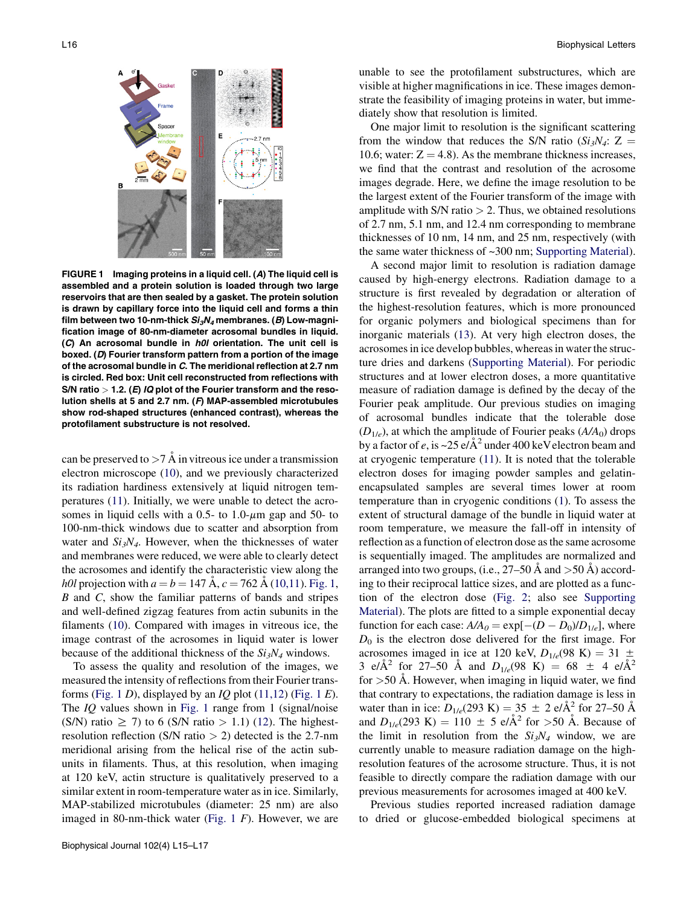**FIGURE 1 Imaging proteins in a liquid cell. (*A*) The liquid cell is assembled and a protein solution is loaded through two large reservoirs that are then sealed by a gasket. The protein solution is drawn by capillary force into the liquid cell and forms a thin film between two 10-nm-thick $Si_3N_4$ membranes. (*B*) Low-magnification image of 80-nm-diameter acrosomal bundles in liquid. (*C*) An acrosomal bundle in *h0l* orientation. The unit cell is boxed. (*D*) Fourier transform pattern from a portion of the image of the acrosomal bundle in *C*. The meridional reflection at 2.7 nm is circled. Red box: Unit cell reconstructed from reflections with S/N ratio > 1.2. (*E*) *IQ* plot of the Fourier transform and the resolution shells at 5 and 2.7 nm. (*F*) MAP-assembled microtubules show rod-shaped structures (enhanced contrast), whereas the protofilament substructure is not resolved.**

can be preserved to >7 Å in vitreous ice under a transmission electron microscope (10), and we previously characterized its radiation hardiness extensively at liquid nitrogen temperatures (11). Initially, we were unable to detect the acrosomes in liquid cells with a 0.5- to 1.0-$\mu$m gap and 50- to 100-nm-thick windows due to scatter and absorption from water and $Si_3N_4$. However, when the thicknesses of water and membranes were reduced, we were able to clearly detect the acrosomes and identify the characteristic view along the *h0l* projection with $a = b = 147$ Å, $c = 762$ Å (10,11). Fig. 1, *B* and *C*, show the familiar patterns of bands and stripes and well-defined zigzag features from actin subunits in the filaments (10). Compared with images in vitreous ice, the image contrast of the acrosomes in liquid water is lower because of the additional thickness of the $Si_3N_4$ windows.

To assess the quality and resolution of the images, we measured the intensity of reflections from their Fourier transforms (Fig. 1 *D*), displayed by an *IQ* plot (11,12) (Fig. 1 *E*). The *IQ* values shown in Fig. 1 range from 1 (signal/noise (S/N) ratio $\geq$ 7) to 6 (S/N ratio > 1.1) (12). The highest-resolution reflection (S/N ratio > 2) detected is the 2.7-nm meridional arising from the helical rise of the actin subunits in filaments. Thus, at this resolution, when imaging at 120 keV, actin structure is qualitatively preserved to a similar extent in room-temperature water as in ice. Similarly, MAP-stabilized microtubules (diameter: 25 nm) are also imaged in 80-nm-thick water (Fig. 1 *F*). However, we are unable to see the protofilament substructures, which are visible at higher magnifications in ice. These images demonstrate the feasibility of imaging proteins in water, but immediately show that resolution is limited.

One major limit to resolution is the significant scattering from the window that reduces the S/N ratio ($Si_3N_4$: Z = 10.6; water: Z = 4.8). As the membrane thickness increases, we find that the contrast and resolution of the acrosome images degrade. Here, we define the image resolution to be the largest extent of the Fourier transform of the image with amplitude with S/N ratio > 2. Thus, we obtained resolutions of 2.7 nm, 5.1 nm, and 12.4 nm corresponding to membrane thicknesses of 10 nm, 14 nm, and 25 nm, respectively (with the same water thickness of ~300 nm; Supporting Material).

A second major limit to resolution is radiation damage caused by high-energy electrons. Radiation damage to a structure is first revealed by degradation or alteration of the highest-resolution features, which is more pronounced for organic polymers and biological specimens than for inorganic materials (13). At very high electron doses, the acrosomes in ice develop bubbles, whereas in water the structure dries and darkens (Supporting Material). For periodic structures and at lower electron doses, a more quantitative measure of radiation damage is defined by the decay of the Fourier peak amplitude. Our previous studies on imaging of acrosomal bundles indicate that the tolerable dose ($D_{1/e}$), at which the amplitude of Fourier peaks ($A/A_0$) drops by a factor of *e*, is ~25 e/Å$^2$ under 400 keV electron beam and at cryogenic temperature (11). It is noted that the tolerable electron doses for imaging powder samples and gelatin-encapsulated samples are several times lower at room temperature than in cryogenic conditions (1). To assess the extent of structural damage of the bundle in liquid water at room temperature, we measure the fall-off in intensity of reflection as a function of electron dose as the same acrosome is sequentially imaged. The amplitudes are normalized and arranged into two groups, (i.e., 27–50 Å and >50 Å) according to their reciprocal lattice sizes, and are plotted as a function of the electron dose (Fig. 2; also see Supporting Material). The plots are fitted to a simple exponential decay function for each case: $A/A_0 = \exp[-(D - D_0)/D_{1/e}]$, where $D_0$ is the electron dose delivered for the first image. For acrosomes imaged in ice at 120 keV, $D_{1/e}(98\ \text{K}) = 31 \pm 3$ e/Å$^2$ for 27–50 Å and $D_{1/e}(98\ \text{K}) = 68 \pm 4$ e/Å$^2$ for >50 Å. However, when imaging in liquid water, we find that contrary to expectations, the radiation damage is less in water than in ice: $D_{1/e}(293\ \text{K}) = 35 \pm 2$ e/Å$^2$ for 27–50 Å and $D_{1/e}(293\ \text{K}) = 110 \pm 5$ e/Å$^2$ for >50 Å. Because of the limit in resolution from the $Si_3N_4$ window, we are currently unable to measure radiation damage on the high-resolution features of the acrosome structure. Thus, it is not feasible to directly compare the radiation damage with our previous measurements for acrosomes imaged at 400 keV.

Previous studies reported increased radiation damage to dried or glucose-embedded biological specimens at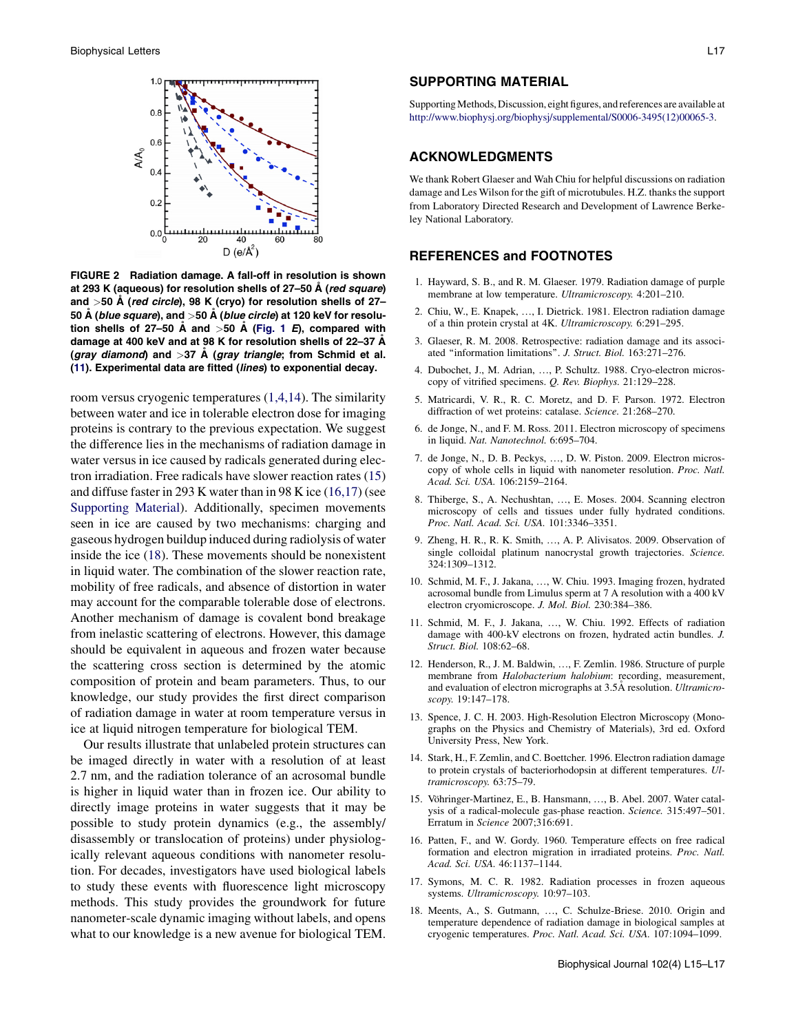1.0
0.8
0.6
0.4
0.2
0.0
$A/A_0$
0
20
40
60
80
D (e/Å$^2$)

**FIGURE 2 Radiation damage. A fall-off in resolution is shown at 293 K (aqueous) for resolution shells of 27–50 Å (*red square*) and >50 Å (*red circle*), 98 K (cryo) for resolution shells of 27–50 Å (*blue square*), and >50 Å (*blue circle*) at 120 keV for resolution shells of 27–50 Å and >50 Å (Fig. 1 *E*), compared with damage at 400 keV and at 98 K for resolution shells of 22–37 Å (*gray diamond*) and >37 Å (*gray triangle*; from Schmid et al. (11). Experimental data are fitted (*lines*) to exponential decay.**

room versus cryogenic temperatures (1,4,14). The similarity between water and ice in tolerable electron dose for imaging proteins is contrary to the previous expectation. We suggest the difference lies in the mechanisms of radiation damage in water versus in ice caused by radicals generated during electron irradiation. Free radicals have slower reaction rates (15) and diffuse faster in 293 K water than in 98 K ice (16,17) (see Supporting Material). Additionally, specimen movements seen in ice are caused by two mechanisms: charging and gaseous hydrogen buildup induced during radiolysis of water inside the ice (18). These movements should be nonexistent in liquid water. The combination of the slower reaction rate, mobility of free radicals, and absence of distortion in water may account for the comparable tolerable dose of electrons. Another mechanism of damage is covalent bond breakage from inelastic scattering of electrons. However, this damage should be equivalent in aqueous and frozen water because the scattering cross section is determined by the atomic composition of protein and beam parameters. Thus, to our knowledge, our study provides the first direct comparison of radiation damage in water at room temperature versus in ice at liquid nitrogen temperature for biological TEM.

Our results illustrate that unlabeled protein structures can be imaged directly in water with a resolution of at least 2.7 nm, and the radiation tolerance of an acrosomal bundle is higher in liquid water than in frozen ice. Our ability to directly image proteins in water suggests that it may be possible to study protein dynamics (e.g., the assembly/disassembly or translocation of proteins) under physiologically relevant aqueous conditions with nanometer resolution. For decades, investigators have used biological labels to study these events with fluorescence light microscopy methods. This study provides the groundwork for future nanometer-scale dynamic imaging without labels, and opens what to our knowledge is a new avenue for biological TEM.

## SUPPORTING MATERIAL

Supporting Methods, Discussion, eight figures, and references are available at http://www.biophysj.org/biophysj/supplemental/S0006-3495(12)00065-3.

## ACKNOWLEDGMENTS

We thank Robert Glaeser and Wah Chiu for helpful discussions on radiation damage and Les Wilson for the gift of microtubules. H.Z. thanks the support from Laboratory Directed Research and Development of Lawrence Berkeley National Laboratory.

## REFERENCES and FOOTNOTES

1. Hayward, S. B., and R. M. Glaeser. 1979. Radiation damage of purple membrane at low temperature. *Ultramicroscopy.* 4:201–210.
2. Chiu, W., E. Knapek, …, I. Dietrick. 1981. Electron radiation damage of a thin protein crystal at 4K. *Ultramicroscopy.* 6:291–295.
3. Glaeser, R. M. 2008. Retrospective: radiation damage and its associated "information limitations". *J. Struct. Biol.* 163:271–276.
4. Dubochet, J., M. Adrian, …, P. Schultz. 1988. Cryo-electron microscopy of vitrified specimens. *Q. Rev. Biophys.* 21:129–228.
5. Matricardi, V. R., R. C. Moretz, and D. F. Parson. 1972. Electron diffraction of wet proteins: catalase. *Science.* 21:268–270.
6. de Jonge, N., and F. M. Ross. 2011. Electron microscopy of specimens in liquid. *Nat. Nanotechnol.* 6:695–704.
7. de Jonge, N., D. B. Peckys, …, D. W. Piston. 2009. Electron microscopy of whole cells in liquid with nanometer resolution. *Proc. Natl. Acad. Sci. USA.* 106:2159–2164.
8. Thiberge, S., A. Nechushtan, …, E. Moses. 2004. Scanning electron microscopy of cells and tissues under fully hydrated conditions. *Proc. Natl. Acad. Sci. USA.* 101:3346–3351.
9. Zheng, H. R., R. K. Smith, …, A. P. Alivisatos. 2009. Observation of single colloidal platinum nanocrystal growth trajectories. *Science.* 324:1309–1312.
10. Schmid, M. F., J. Jakana, …, W. Chiu. 1993. Imaging frozen, hydrated acrosomal bundle from Limulus sperm at 7 A resolution with a 400 kV electron cryomicroscope. *J. Mol. Biol.* 230:384–386.
11. Schmid, M. F., J. Jakana, …, W. Chiu. 1992. Effects of radiation damage with 400-kV electrons on frozen, hydrated actin bundles. *J. Struct. Biol.* 108:62–68.
12. Henderson, R., J. M. Baldwin, …, F. Zemlin. 1986. Structure of purple membrane from *Halobacterium halobium*: recording, measurement, and evaluation of electron micrographs at 3.5Å resolution. *Ultramicroscopy.* 19:147–178.
13. Spence, J. C. H. 2003. High-Resolution Electron Microscopy (Monographs on the Physics and Chemistry of Materials), 3rd ed. Oxford University Press, New York.
14. Stark, H., F. Zemlin, and C. Boettcher. 1996. Electron radiation damage to protein crystals of bacteriorhodopsin at different temperatures. *Ultramicroscopy.* 63:75–79.
15. Vöhringer-Martinez, E., B. Hansmann, …, B. Abel. 2007. Water catalysis of a radical-molecule gas-phase reaction. *Science.* 315:497–501. Erratum in *Science* 2007;316:691.
16. Patten, F., and W. Gordy. 1960. Temperature effects on free radical formation and electron migration in irradiated proteins. *Proc. Natl. Acad. Sci. USA.* 46:1137–1144.
17. Symons, M. C. R. 1982. Radiation processes in frozen aqueous systems. *Ultramicroscopy.* 10:97–103.
18. Meents, A., S. Gutmann, …, C. Schulze-Briese. 2010. Origin and temperature dependence of radiation damage in biological samples at cryogenic temperatures. *Proc. Natl. Acad. Sci. USA.* 107:1094–1099.